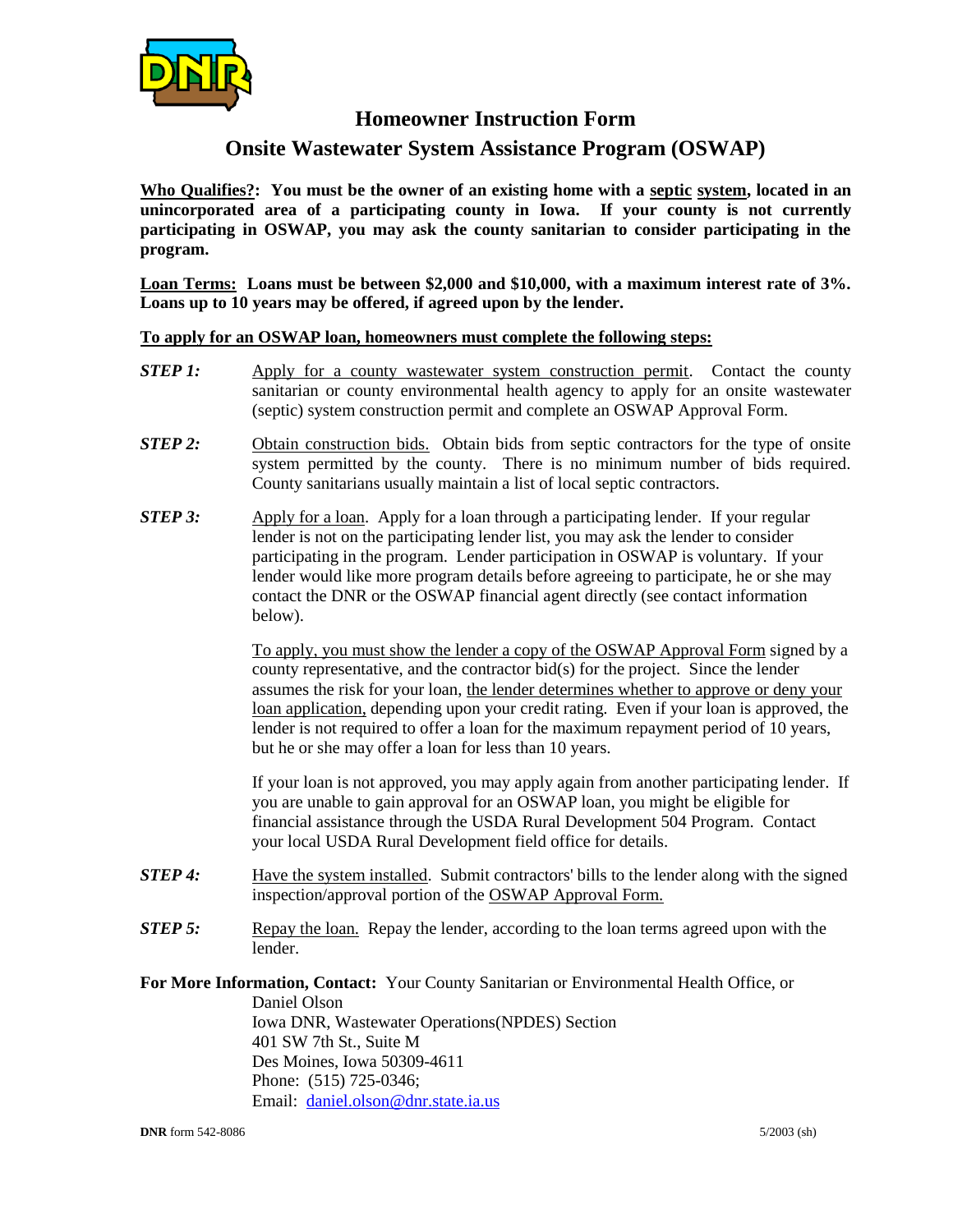# Homeowner Instruction Form

## Onsite Wastewater System Assistance Program (OSWAP)

**Who Qualifies?: You must be the owner of an existing home with a septic system, located in an unincorporated area of a participating county in Iowa. If your county is not currently participating in OSWAP, you may ask the county sanitarian to consider participating in the program.**

**Loan Terms: Loans must be between $2,000 and $10,000, with a maximum interest rate of 3%. Loans up to 10 years may be offered, if agreed upon by the lender.**

**To apply for an OSWAP loan, homeowners must complete the following steps:**

***STEP 1:*** Apply for a county wastewater system construction permit. Contact the county sanitarian or county environmental health agency to apply for an onsite wastewater (septic) system construction permit and complete an OSWAP Approval Form.

***STEP 2:*** Obtain construction bids. Obtain bids from septic contractors for the type of onsite system permitted by the county. There is no minimum number of bids required. County sanitarians usually maintain a list of local septic contractors.

***STEP 3:*** Apply for a loan. Apply for a loan through a participating lender. If your regular lender is not on the participating lender list, you may ask the lender to consider participating in the program. Lender participation in OSWAP is voluntary. If your lender would like more program details before agreeing to participate, he or she may contact the DNR or the OSWAP financial agent directly (see contact information below).

To apply, you must show the lender a copy of the OSWAP Approval Form signed by a county representative, and the contractor bid(s) for the project. Since the lender assumes the risk for your loan, the lender determines whether to approve or deny your loan application, depending upon your credit rating. Even if your loan is approved, the lender is not required to offer a loan for the maximum repayment period of 10 years, but he or she may offer a loan for less than 10 years.

If your loan is not approved, you may apply again from another participating lender. If you are unable to gain approval for an OSWAP loan, you might be eligible for financial assistance through the USDA Rural Development 504 Program. Contact your local USDA Rural Development field office for details.

***STEP 4:*** Have the system installed. Submit contractors' bills to the lender along with the signed inspection/approval portion of the OSWAP Approval Form.

***STEP 5:*** Repay the loan. Repay the lender, according to the loan terms agreed upon with the lender.

**For More Information, Contact:** Your County Sanitarian or Environmental Health Office, or

Daniel Olson
Iowa DNR, Wastewater Operations(NPDES) Section
401 SW 7th St., Suite M
Des Moines, Iowa 50309-4611
Phone: (515) 725-0346;
Email: daniel.olson@dnr.state.ia.us

**DNR** form 542-8086 5/2003 (sh)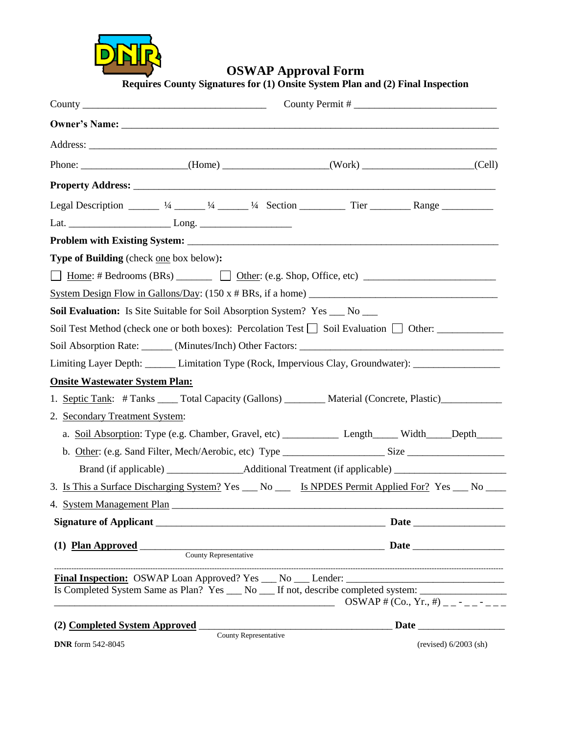DNR

# OSWAP Approval Form

**Requires County Signatures for (1) Onsite System Plan and (2) Final Inspection**

County ___________________________________ County Permit # ___________________________

**Owner's Name:** ___________________________________________________________________________

Address: ___________________________________________________________________________

Phone: ____________________(Home) ___________________(Work) ____________________(Cell)

**Property Address:** _______________________________________________________________________

Legal Description ______ ¼ ______ ¼ ______ ¼ Section ________ Tier ________ Range __________

Lat. ___________________ Long. _________________

**Problem with Existing System:** ___________________________________________________________

**Type of Building** (check one box below)**:**

☐ Home: # Bedrooms (BRs) _______ ☐ Other: (e.g. Shop, Office, etc) _________________________

System Design Flow in Gallons/Day: (150 x # BRs, if a home) ____________________________________

**Soil Evaluation:** Is Site Suitable for Soil Absorption System? Yes ___ No ___

Soil Test Method (check one or both boxes): Percolation Test ☐ Soil Evaluation ☐ Other: _____________

Soil Absorption Rate: ______ (Minutes/Inch) Other Factors: _______________________________________

Limiting Layer Depth: ______ Limitation Type (Rock, Impervious Clay, Groundwater): ________________

**Onsite Wastewater System Plan:**

1. Septic Tank: # Tanks ____ Total Capacity (Gallons) ________ Material (Concrete, Plastic)___________
2. Secondary Treatment System:
   a. Soil Absorption: Type (e.g. Chamber, Gravel, etc) ___________ Length_____ Width_____Depth_____
   b. Other: (e.g. Sand Filter, Mech/Aerobic, etc) Type ___________________ Size __________________
      Brand (if applicable) ______________Additional Treatment (if applicable) _____________________
3. Is This a Surface Discharging System? Yes ___ No ___ Is NPDES Permit Applied For? Yes ___ No ____
4. System Management Plan ________________________________________________________________

**Signature of Applicant** ____________________________________________ **Date** _________________

**(1) Plan Approved** _______________________________________________ **Date** _________________
County Representative

---

**Final Inspection:** OSWAP Loan Approved? Yes ___ No ___ Lender: ______________________________
Is Completed System Same as Plan? Yes ___ No ___ If not, describe completed system: ________________
_______________________________________________________ OSWAP # (Co., Yr., #) _ _ - _ _ - _ _ _

**(2) Completed System Approved** _____________________________________ **Date** ________________
County Representative

**DNR** form 542-8045 (revised) 6/2003 (sh)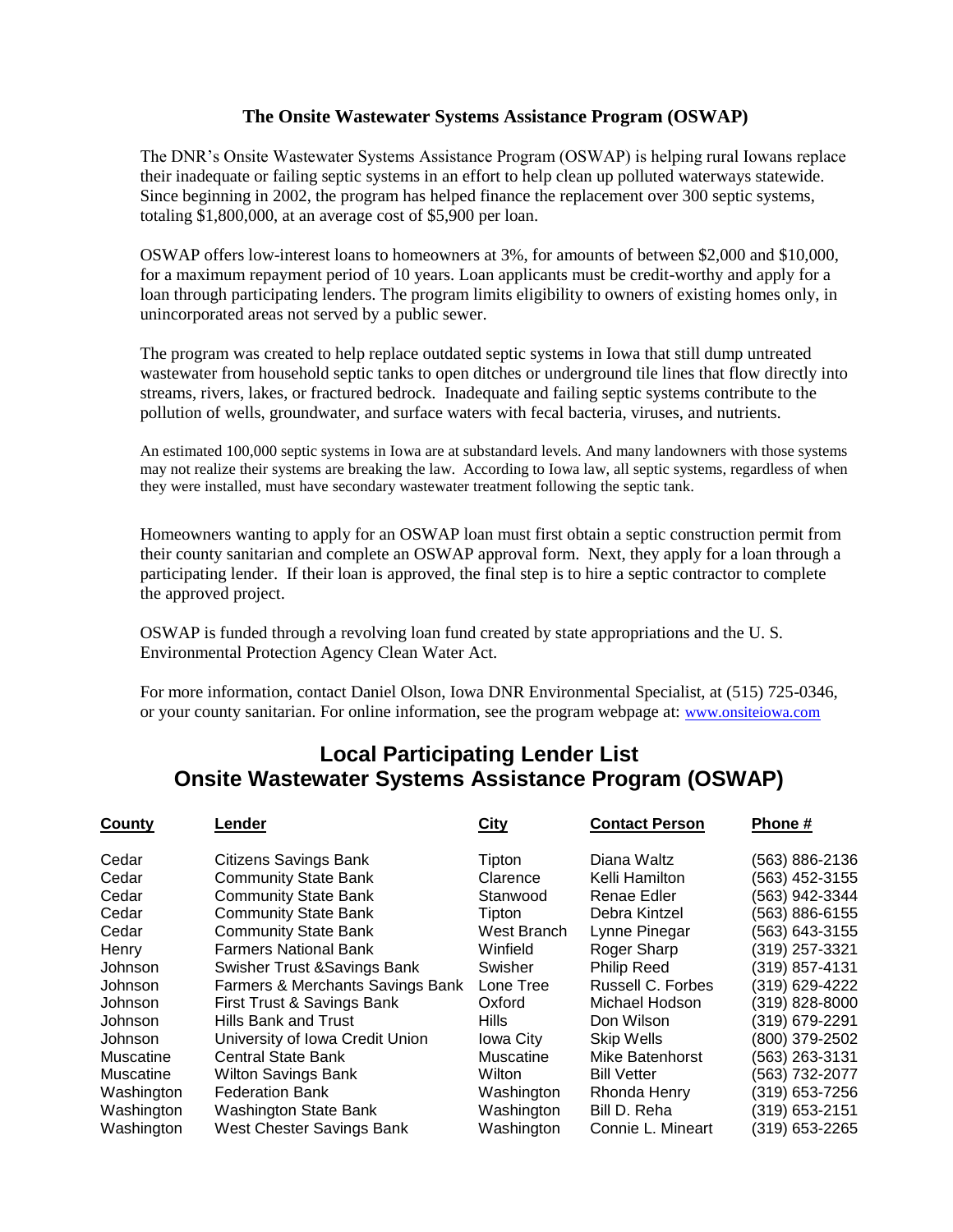## The Onsite Wastewater Systems Assistance Program (OSWAP)

The DNR's Onsite Wastewater Systems Assistance Program (OSWAP) is helping rural Iowans replace their inadequate or failing septic systems in an effort to help clean up polluted waterways statewide. Since beginning in 2002, the program has helped finance the replacement over 300 septic systems, totaling $1,800,000, at an average cost of $5,900 per loan.

OSWAP offers low-interest loans to homeowners at 3%, for amounts of between $2,000 and $10,000, for a maximum repayment period of 10 years. Loan applicants must be credit-worthy and apply for a loan through participating lenders. The program limits eligibility to owners of existing homes only, in unincorporated areas not served by a public sewer.

The program was created to help replace outdated septic systems in Iowa that still dump untreated wastewater from household septic tanks to open ditches or underground tile lines that flow directly into streams, rivers, lakes, or fractured bedrock. Inadequate and failing septic systems contribute to the pollution of wells, groundwater, and surface waters with fecal bacteria, viruses, and nutrients.

An estimated 100,000 septic systems in Iowa are at substandard levels. And many landowners with those systems may not realize their systems are breaking the law. According to Iowa law, all septic systems, regardless of when they were installed, must have secondary wastewater treatment following the septic tank.

Homeowners wanting to apply for an OSWAP loan must first obtain a septic construction permit from their county sanitarian and complete an OSWAP approval form. Next, they apply for a loan through a participating lender. If their loan is approved, the final step is to hire a septic contractor to complete the approved project.

OSWAP is funded through a revolving loan fund created by state appropriations and the U. S. Environmental Protection Agency Clean Water Act.

For more information, contact Daniel Olson, Iowa DNR Environmental Specialist, at (515) 725-0346, or your county sanitarian. For online information, see the program webpage at: www.onsiteiowa.com

# Local Participating Lender List
# Onsite Wastewater Systems Assistance Program (OSWAP)

| County | Lender | City | Contact Person | Phone # |
|---|---|---|---|---|
| Cedar | Citizens Savings Bank | Tipton | Diana Waltz | (563) 886-2136 |
| Cedar | Community State Bank | Clarence | Kelli Hamilton | (563) 452-3155 |
| Cedar | Community State Bank | Stanwood | Renae Edler | (563) 942-3344 |
| Cedar | Community State Bank | Tipton | Debra Kintzel | (563) 886-6155 |
| Cedar | Community State Bank | West Branch | Lynne Pinegar | (563) 643-3155 |
| Henry | Farmers National Bank | Winfield | Roger Sharp | (319) 257-3321 |
| Johnson | Swisher Trust &Savings Bank | Swisher | Philip Reed | (319) 857-4131 |
| Johnson | Farmers & Merchants Savings Bank | Lone Tree | Russell C. Forbes | (319) 629-4222 |
| Johnson | First Trust & Savings Bank | Oxford | Michael Hodson | (319) 828-8000 |
| Johnson | Hills Bank and Trust | Hills | Don Wilson | (319) 679-2291 |
| Johnson | University of Iowa Credit Union | Iowa City | Skip Wells | (800) 379-2502 |
| Muscatine | Central State Bank | Muscatine | Mike Batenhorst | (563) 263-3131 |
| Muscatine | Wilton Savings Bank | Wilton | Bill Vetter | (563) 732-2077 |
| Washington | Federation Bank | Washington | Rhonda Henry | (319) 653-7256 |
| Washington | Washington State Bank | Washington | Bill D. Reha | (319) 653-2151 |
| Washington | West Chester Savings Bank | Washington | Connie L. Mineart | (319) 653-2265 |